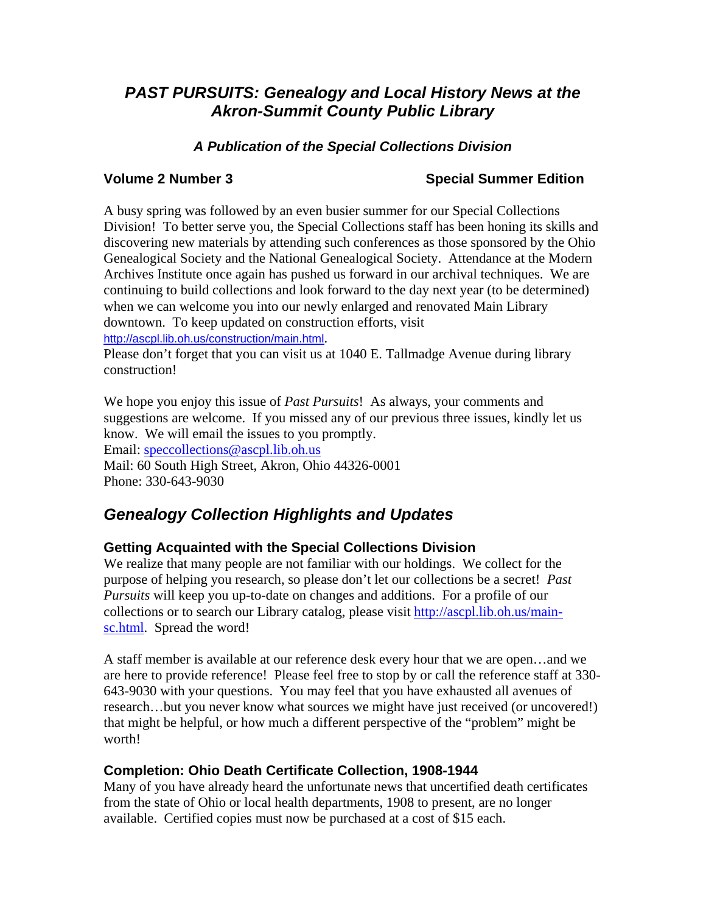# *PAST PURSUITS: Genealogy and Local History News at the Akron-Summit County Public Library*

### *A Publication of the Special Collections Division*

**Volume 2 Number 3** **Special Summer Edition**

A busy spring was followed by an even busier summer for our Special Collections Division! To better serve you, the Special Collections staff has been honing its skills and discovering new materials by attending such conferences as those sponsored by the Ohio Genealogical Society and the National Genealogical Society. Attendance at the Modern Archives Institute once again has pushed us forward in our archival techniques. We are continuing to build collections and look forward to the day next year (to be determined) when we can welcome you into our newly enlarged and renovated Main Library downtown. To keep updated on construction efforts, visit http://ascpl.lib.oh.us/construction/main.html.
Please don't forget that you can visit us at 1040 E. Tallmadge Avenue during library construction!

We hope you enjoy this issue of *Past Pursuits*! As always, your comments and suggestions are welcome. If you missed any of our previous three issues, kindly let us know. We will email the issues to you promptly.
Email: speccollections@ascpl.lib.oh.us
Mail: 60 South High Street, Akron, Ohio 44326-0001
Phone: 330-643-9030

## *Genealogy Collection Highlights and Updates*

### Getting Acquainted with the Special Collections Division

We realize that many people are not familiar with our holdings. We collect for the purpose of helping you research, so please don't let our collections be a secret! *Past Pursuits* will keep you up-to-date on changes and additions. For a profile of our collections or to search our Library catalog, please visit http://ascpl.lib.oh.us/main-sc.html. Spread the word!

A staff member is available at our reference desk every hour that we are open…and we are here to provide reference! Please feel free to stop by or call the reference staff at 330-643-9030 with your questions. You may feel that you have exhausted all avenues of research…but you never know what sources we might have just received (or uncovered!) that might be helpful, or how much a different perspective of the "problem" might be worth!

### Completion: Ohio Death Certificate Collection, 1908-1944

Many of you have already heard the unfortunate news that uncertified death certificates from the state of Ohio or local health departments, 1908 to present, are no longer available. Certified copies must now be purchased at a cost of $15 each.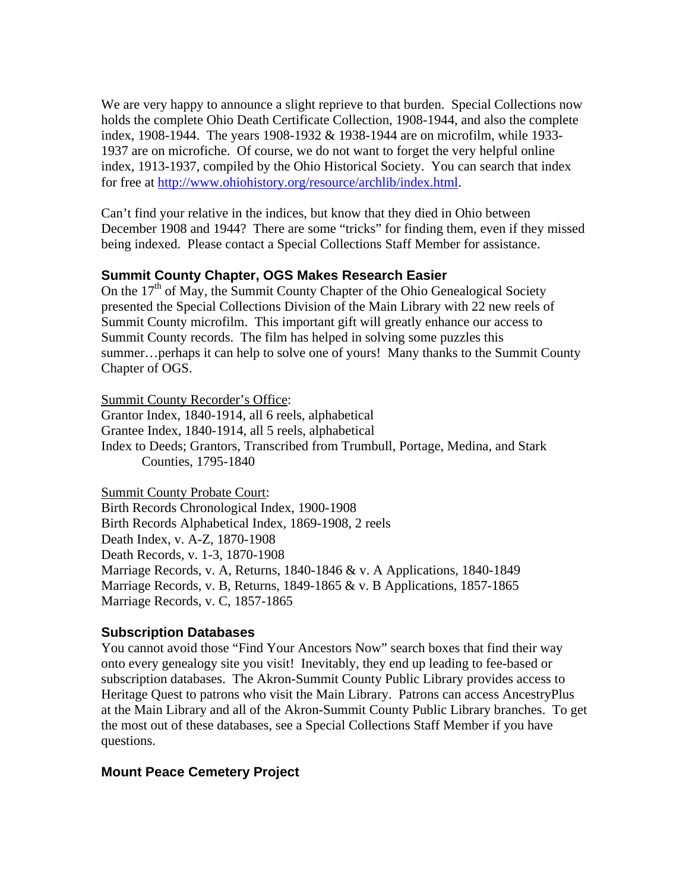We are very happy to announce a slight reprieve to that burden. Special Collections now holds the complete Ohio Death Certificate Collection, 1908-1944, and also the complete index, 1908-1944. The years 1908-1932 & 1938-1944 are on microfilm, while 1933-1937 are on microfiche. Of course, we do not want to forget the very helpful online index, 1913-1937, compiled by the Ohio Historical Society. You can search that index for free at [http://www.ohiohistory.org/resource/archlib/index.html](http://www.ohiohistory.org/resource/archlib/index.html).

Can't find your relative in the indices, but know that they died in Ohio between December 1908 and 1944? There are some "tricks" for finding them, even if they missed being indexed. Please contact a Special Collections Staff Member for assistance.

### Summit County Chapter, OGS Makes Research Easier

On the 17th of May, the Summit County Chapter of the Ohio Genealogical Society presented the Special Collections Division of the Main Library with 22 new reels of Summit County microfilm. This important gift will greatly enhance our access to Summit County records. The film has helped in solving some puzzles this summer…perhaps it can help to solve one of yours! Many thanks to the Summit County Chapter of OGS.

<u>Summit County Recorder's Office</u>:
Grantor Index, 1840-1914, all 6 reels, alphabetical
Grantee Index, 1840-1914, all 5 reels, alphabetical
Index to Deeds; Grantors, Transcribed from Trumbull, Portage, Medina, and Stark Counties, 1795-1840

<u>Summit County Probate Court</u>:
Birth Records Chronological Index, 1900-1908
Birth Records Alphabetical Index, 1869-1908, 2 reels
Death Index, v. A-Z, 1870-1908
Death Records, v. 1-3, 1870-1908
Marriage Records, v. A, Returns, 1840-1846 & v. A Applications, 1840-1849
Marriage Records, v. B, Returns, 1849-1865 & v. B Applications, 1857-1865
Marriage Records, v. C, 1857-1865

### Subscription Databases

You cannot avoid those "Find Your Ancestors Now" search boxes that find their way onto every genealogy site you visit! Inevitably, they end up leading to fee-based or subscription databases. The Akron-Summit County Public Library provides access to Heritage Quest to patrons who visit the Main Library. Patrons can access AncestryPlus at the Main Library and all of the Akron-Summit County Public Library branches. To get the most out of these databases, see a Special Collections Staff Member if you have questions.

### Mount Peace Cemetery Project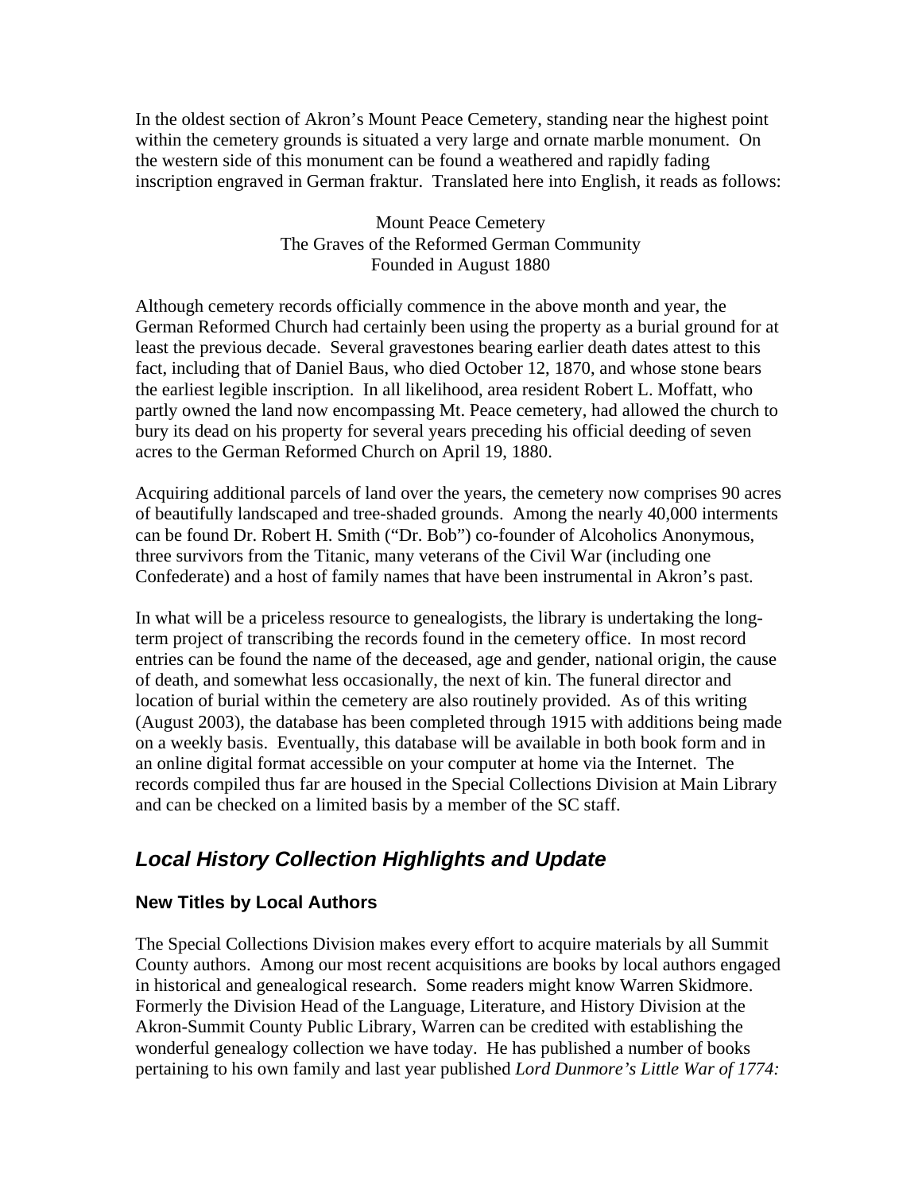In the oldest section of Akron's Mount Peace Cemetery, standing near the highest point within the cemetery grounds is situated a very large and ornate marble monument. On the western side of this monument can be found a weathered and rapidly fading inscription engraved in German fraktur. Translated here into English, it reads as follows:

> Mount Peace Cemetery
> The Graves of the Reformed German Community
> Founded in August 1880

Although cemetery records officially commence in the above month and year, the German Reformed Church had certainly been using the property as a burial ground for at least the previous decade. Several gravestones bearing earlier death dates attest to this fact, including that of Daniel Baus, who died October 12, 1870, and whose stone bears the earliest legible inscription. In all likelihood, area resident Robert L. Moffatt, who partly owned the land now encompassing Mt. Peace cemetery, had allowed the church to bury its dead on his property for several years preceding his official deeding of seven acres to the German Reformed Church on April 19, 1880.

Acquiring additional parcels of land over the years, the cemetery now comprises 90 acres of beautifully landscaped and tree-shaded grounds. Among the nearly 40,000 interments can be found Dr. Robert H. Smith ("Dr. Bob") co-founder of Alcoholics Anonymous, three survivors from the Titanic, many veterans of the Civil War (including one Confederate) and a host of family names that have been instrumental in Akron's past.

In what will be a priceless resource to genealogists, the library is undertaking the long-term project of transcribing the records found in the cemetery office. In most record entries can be found the name of the deceased, age and gender, national origin, the cause of death, and somewhat less occasionally, the next of kin. The funeral director and location of burial within the cemetery are also routinely provided. As of this writing (August 2003), the database has been completed through 1915 with additions being made on a weekly basis. Eventually, this database will be available in both book form and in an online digital format accessible on your computer at home via the Internet. The records compiled thus far are housed in the Special Collections Division at Main Library and can be checked on a limited basis by a member of the SC staff.

## *Local History Collection Highlights and Update*

### New Titles by Local Authors

The Special Collections Division makes every effort to acquire materials by all Summit County authors. Among our most recent acquisitions are books by local authors engaged in historical and genealogical research. Some readers might know Warren Skidmore. Formerly the Division Head of the Language, Literature, and History Division at the Akron-Summit County Public Library, Warren can be credited with establishing the wonderful genealogy collection we have today. He has published a number of books pertaining to his own family and last year published *Lord Dunmore's Little War of 1774:*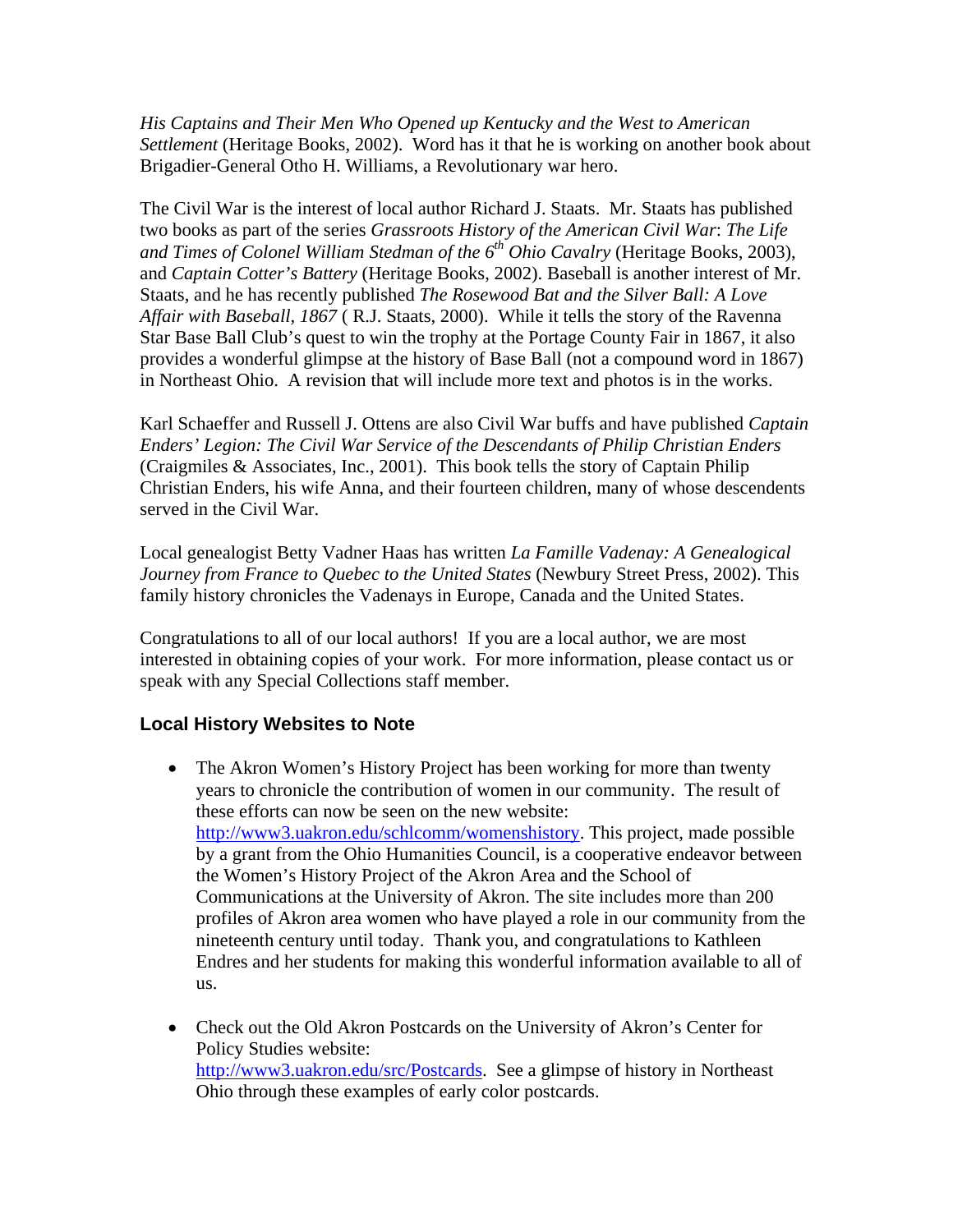*His Captains and Their Men Who Opened up Kentucky and the West to American Settlement* (Heritage Books, 2002). Word has it that he is working on another book about Brigadier-General Otho H. Williams, a Revolutionary war hero.

The Civil War is the interest of local author Richard J. Staats. Mr. Staats has published two books as part of the series *Grassroots History of the American Civil War*: *The Life and Times of Colonel William Stedman of the 6th Ohio Cavalry* (Heritage Books, 2003), and *Captain Cotter's Battery* (Heritage Books, 2002). Baseball is another interest of Mr. Staats, and he has recently published *The Rosewood Bat and the Silver Ball: A Love Affair with Baseball, 1867* ( R.J. Staats, 2000). While it tells the story of the Ravenna Star Base Ball Club's quest to win the trophy at the Portage County Fair in 1867, it also provides a wonderful glimpse at the history of Base Ball (not a compound word in 1867) in Northeast Ohio. A revision that will include more text and photos is in the works.

Karl Schaeffer and Russell J. Ottens are also Civil War buffs and have published *Captain Enders' Legion: The Civil War Service of the Descendants of Philip Christian Enders* (Craigmiles & Associates, Inc., 2001). This book tells the story of Captain Philip Christian Enders, his wife Anna, and their fourteen children, many of whose descendents served in the Civil War.

Local genealogist Betty Vadner Haas has written *La Famille Vadenay: A Genealogical Journey from France to Quebec to the United States* (Newbury Street Press, 2002). This family history chronicles the Vadenays in Europe, Canada and the United States.

Congratulations to all of our local authors! If you are a local author, we are most interested in obtaining copies of your work. For more information, please contact us or speak with any Special Collections staff member.

### Local History Websites to Note

- The Akron Women's History Project has been working for more than twenty years to chronicle the contribution of women in our community. The result of these efforts can now be seen on the new website: http://www3.uakron.edu/schlcomm/womenshistory. This project, made possible by a grant from the Ohio Humanities Council, is a cooperative endeavor between the Women's History Project of the Akron Area and the School of Communications at the University of Akron. The site includes more than 200 profiles of Akron area women who have played a role in our community from the nineteenth century until today. Thank you, and congratulations to Kathleen Endres and her students for making this wonderful information available to all of us.

- Check out the Old Akron Postcards on the University of Akron's Center for Policy Studies website: http://www3.uakron.edu/src/Postcards. See a glimpse of history in Northeast Ohio through these examples of early color postcards.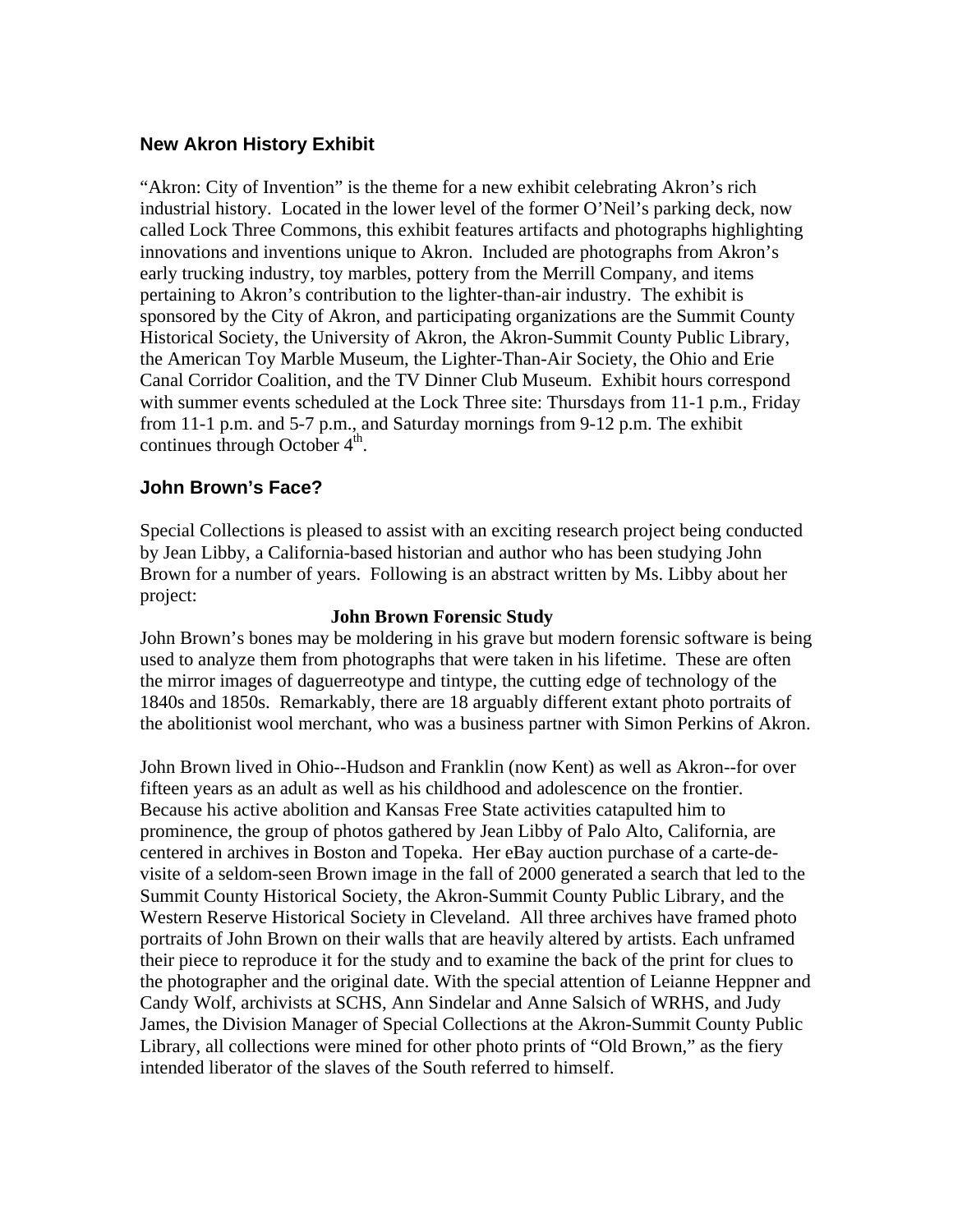## New Akron History Exhibit

"Akron: City of Invention" is the theme for a new exhibit celebrating Akron's rich industrial history. Located in the lower level of the former O'Neil's parking deck, now called Lock Three Commons, this exhibit features artifacts and photographs highlighting innovations and inventions unique to Akron. Included are photographs from Akron's early trucking industry, toy marbles, pottery from the Merrill Company, and items pertaining to Akron's contribution to the lighter-than-air industry. The exhibit is sponsored by the City of Akron, and participating organizations are the Summit County Historical Society, the University of Akron, the Akron-Summit County Public Library, the American Toy Marble Museum, the Lighter-Than-Air Society, the Ohio and Erie Canal Corridor Coalition, and the TV Dinner Club Museum. Exhibit hours correspond with summer events scheduled at the Lock Three site: Thursdays from 11-1 p.m., Friday from 11-1 p.m. and 5-7 p.m., and Saturday mornings from 9-12 p.m. The exhibit continues through October 4th.

## John Brown's Face?

Special Collections is pleased to assist with an exciting research project being conducted by Jean Libby, a California-based historian and author who has been studying John Brown for a number of years. Following is an abstract written by Ms. Libby about her project:

**John Brown Forensic Study**

John Brown's bones may be moldering in his grave but modern forensic software is being used to analyze them from photographs that were taken in his lifetime. These are often the mirror images of daguerreotype and tintype, the cutting edge of technology of the 1840s and 1850s. Remarkably, there are 18 arguably different extant photo portraits of the abolitionist wool merchant, who was a business partner with Simon Perkins of Akron.

John Brown lived in Ohio--Hudson and Franklin (now Kent) as well as Akron--for over fifteen years as an adult as well as his childhood and adolescence on the frontier. Because his active abolition and Kansas Free State activities catapulted him to prominence, the group of photos gathered by Jean Libby of Palo Alto, California, are centered in archives in Boston and Topeka. Her eBay auction purchase of a carte-de-visite of a seldom-seen Brown image in the fall of 2000 generated a search that led to the Summit County Historical Society, the Akron-Summit County Public Library, and the Western Reserve Historical Society in Cleveland. All three archives have framed photo portraits of John Brown on their walls that are heavily altered by artists. Each unframed their piece to reproduce it for the study and to examine the back of the print for clues to the photographer and the original date. With the special attention of Leianne Heppner and Candy Wolf, archivists at SCHS, Ann Sindelar and Anne Salsich of WRHS, and Judy James, the Division Manager of Special Collections at the Akron-Summit County Public Library, all collections were mined for other photo prints of "Old Brown," as the fiery intended liberator of the slaves of the South referred to himself.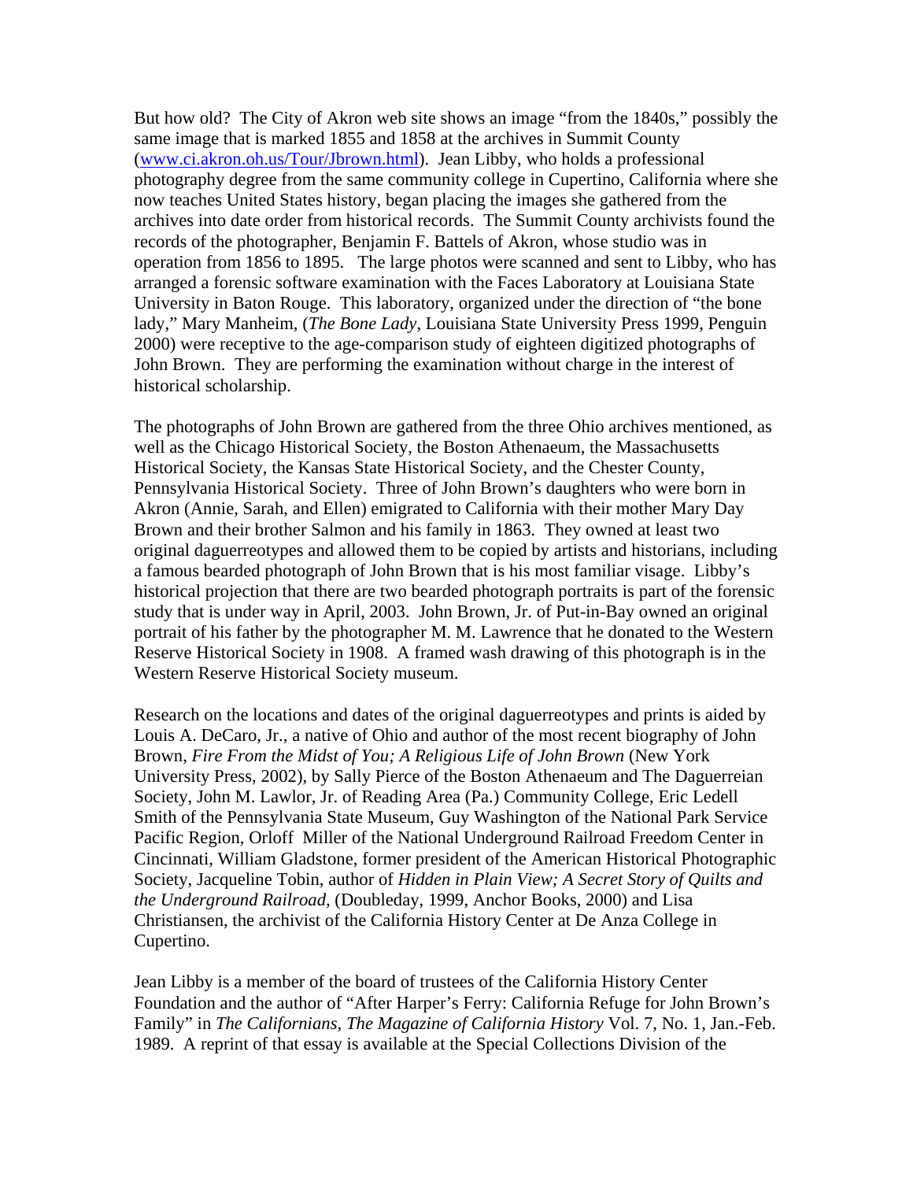But how old? The City of Akron web site shows an image "from the 1840s," possibly the same image that is marked 1855 and 1858 at the archives in Summit County (www.ci.akron.oh.us/Tour/Jbrown.html). Jean Libby, who holds a professional photography degree from the same community college in Cupertino, California where she now teaches United States history, began placing the images she gathered from the archives into date order from historical records. The Summit County archivists found the records of the photographer, Benjamin F. Battels of Akron, whose studio was in operation from 1856 to 1895. The large photos were scanned and sent to Libby, who has arranged a forensic software examination with the Faces Laboratory at Louisiana State University in Baton Rouge. This laboratory, organized under the direction of "the bone lady," Mary Manheim, (*The Bone Lady*, Louisiana State University Press 1999, Penguin 2000) were receptive to the age-comparison study of eighteen digitized photographs of John Brown. They are performing the examination without charge in the interest of historical scholarship.

The photographs of John Brown are gathered from the three Ohio archives mentioned, as well as the Chicago Historical Society, the Boston Athenaeum, the Massachusetts Historical Society, the Kansas State Historical Society, and the Chester County, Pennsylvania Historical Society. Three of John Brown's daughters who were born in Akron (Annie, Sarah, and Ellen) emigrated to California with their mother Mary Day Brown and their brother Salmon and his family in 1863. They owned at least two original daguerreotypes and allowed them to be copied by artists and historians, including a famous bearded photograph of John Brown that is his most familiar visage. Libby's historical projection that there are two bearded photograph portraits is part of the forensic study that is under way in April, 2003. John Brown, Jr. of Put-in-Bay owned an original portrait of his father by the photographer M. M. Lawrence that he donated to the Western Reserve Historical Society in 1908. A framed wash drawing of this photograph is in the Western Reserve Historical Society museum.

Research on the locations and dates of the original daguerreotypes and prints is aided by Louis A. DeCaro, Jr., a native of Ohio and author of the most recent biography of John Brown, *Fire From the Midst of You; A Religious Life of John Brown* (New York University Press, 2002), by Sally Pierce of the Boston Athenaeum and The Daguerreian Society, John M. Lawlor, Jr. of Reading Area (Pa.) Community College, Eric Ledell Smith of the Pennsylvania State Museum, Guy Washington of the National Park Service Pacific Region, Orloff Miller of the National Underground Railroad Freedom Center in Cincinnati, William Gladstone, former president of the American Historical Photographic Society, Jacqueline Tobin, author of *Hidden in Plain View; A Secret Story of Quilts and the Underground Railroad*, (Doubleday, 1999, Anchor Books, 2000) and Lisa Christiansen, the archivist of the California History Center at De Anza College in Cupertino.

Jean Libby is a member of the board of trustees of the California History Center Foundation and the author of "After Harper's Ferry: California Refuge for John Brown's Family" in *The Californians, The Magazine of California History* Vol. 7, No. 1, Jan.-Feb. 1989. A reprint of that essay is available at the Special Collections Division of the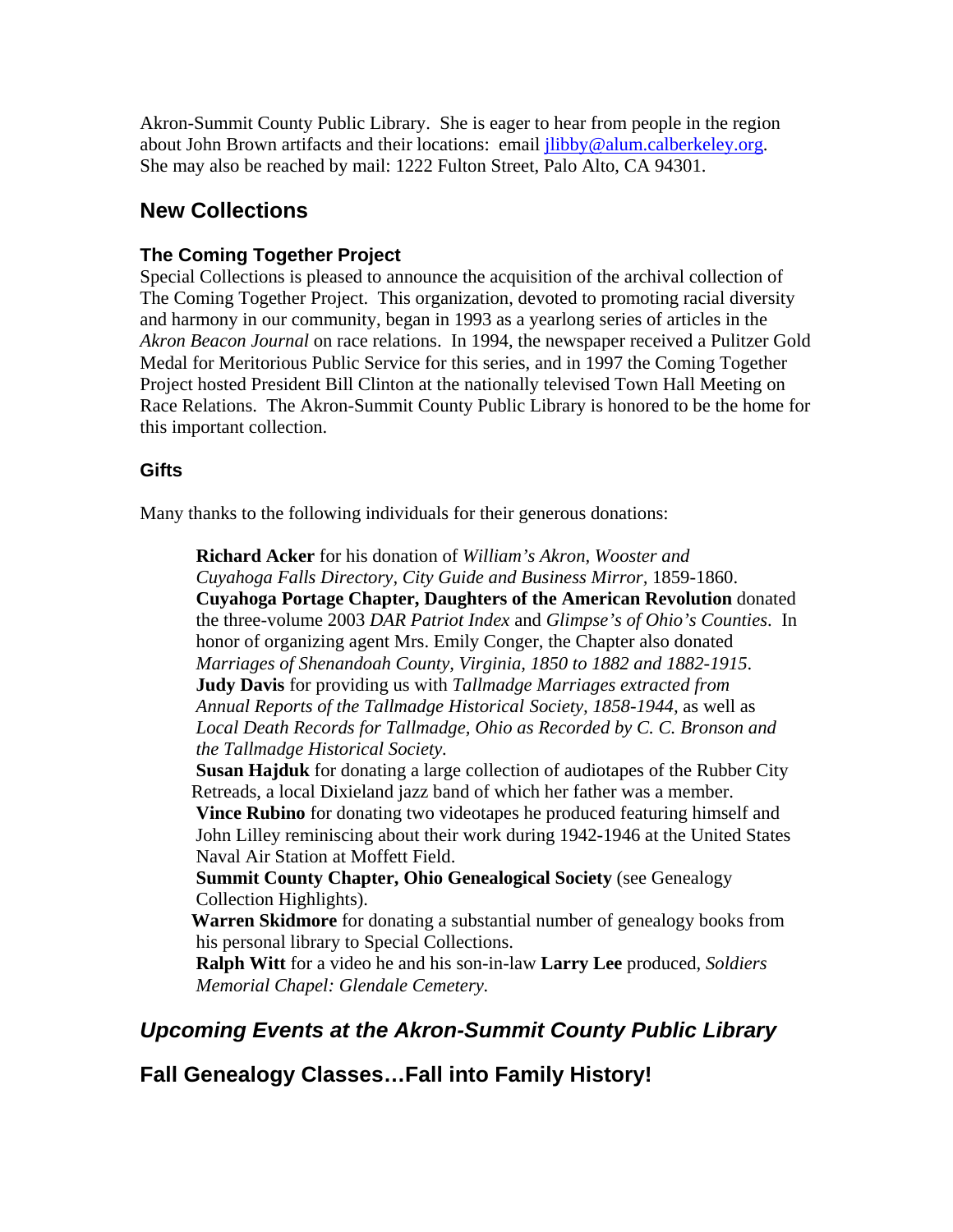Akron-Summit County Public Library. She is eager to hear from people in the region about John Brown artifacts and their locations: email jlibby@alum.calberkeley.org. She may also be reached by mail: 1222 Fulton Street, Palo Alto, CA 94301.

## New Collections

### The Coming Together Project

Special Collections is pleased to announce the acquisition of the archival collection of The Coming Together Project. This organization, devoted to promoting racial diversity and harmony in our community, began in 1993 as a yearlong series of articles in the *Akron Beacon Journal* on race relations. In 1994, the newspaper received a Pulitzer Gold Medal for Meritorious Public Service for this series, and in 1997 the Coming Together Project hosted President Bill Clinton at the nationally televised Town Hall Meeting on Race Relations. The Akron-Summit County Public Library is honored to be the home for this important collection.

### Gifts

Many thanks to the following individuals for their generous donations:

**Richard Acker** for his donation of *William's Akron, Wooster and Cuyahoga Falls Directory, City Guide and Business Mirror,* 1859-1860.
**Cuyahoga Portage Chapter, Daughters of the American Revolution** donated the three-volume 2003 *DAR Patriot Index* and *Glimpse's of Ohio's Counties*. In honor of organizing agent Mrs. Emily Conger, the Chapter also donated *Marriages of Shenandoah County, Virginia, 1850 to 1882 and 1882-1915*.
**Judy Davis** for providing us with *Tallmadge Marriages extracted from Annual Reports of the Tallmadge Historical Society, 1858-1944,* as well as *Local Death Records for Tallmadge, Ohio as Recorded by C. C. Bronson and the Tallmadge Historical Society*.
**Susan Hajduk** for donating a large collection of audiotapes of the Rubber City Retreads, a local Dixieland jazz band of which her father was a member.
**Vince Rubino** for donating two videotapes he produced featuring himself and John Lilley reminiscing about their work during 1942-1946 at the United States Naval Air Station at Moffett Field.
**Summit County Chapter, Ohio Genealogical Society** (see Genealogy Collection Highlights).
**Warren Skidmore** for donating a substantial number of genealogy books from his personal library to Special Collections.
**Ralph Witt** for a video he and his son-in-law **Larry Lee** produced, *Soldiers Memorial Chapel: Glendale Cemetery.*

## *Upcoming Events at the Akron-Summit County Public Library*

## Fall Genealogy Classes…Fall into Family History!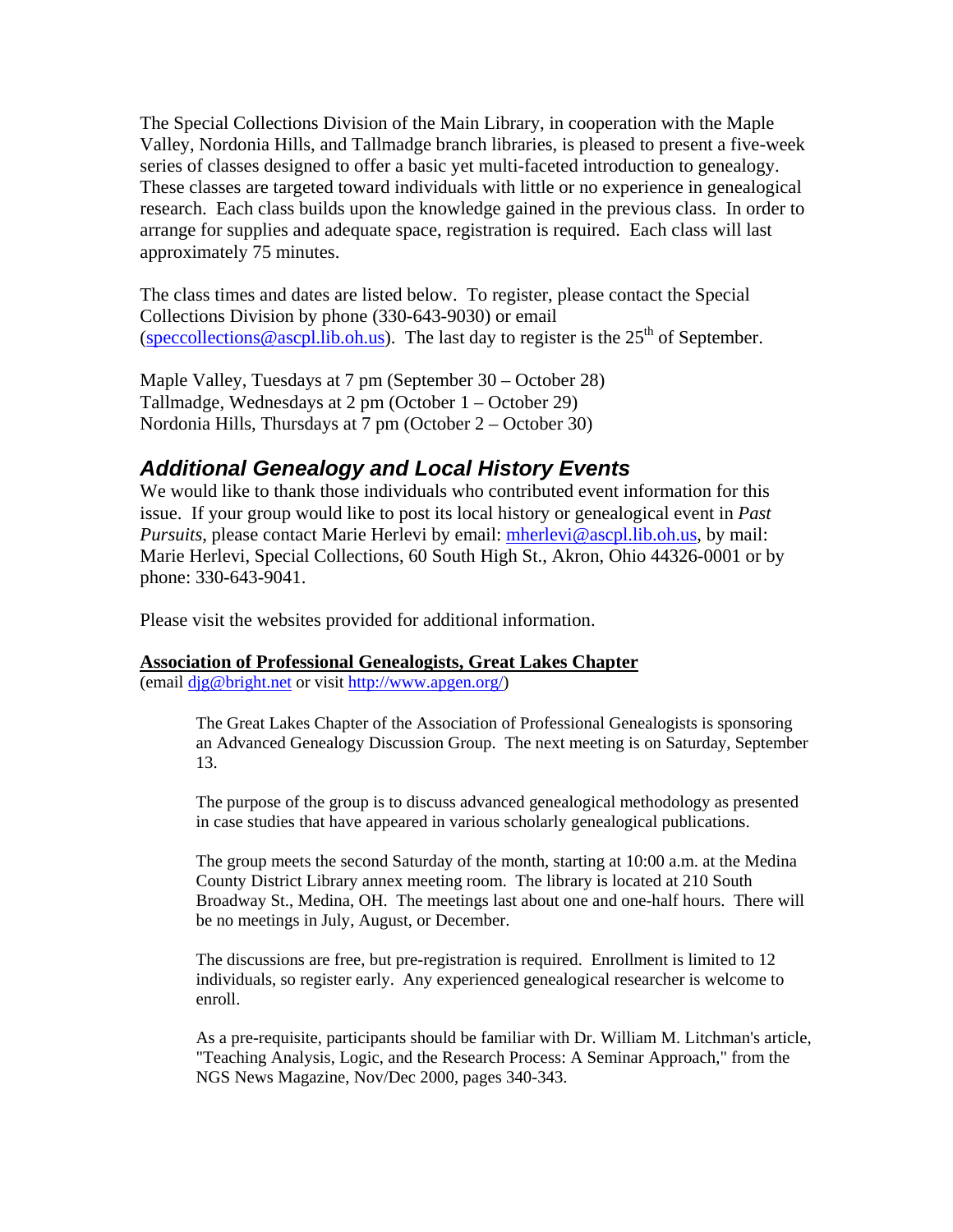The Special Collections Division of the Main Library, in cooperation with the Maple Valley, Nordonia Hills, and Tallmadge branch libraries, is pleased to present a five-week series of classes designed to offer a basic yet multi-faceted introduction to genealogy. These classes are targeted toward individuals with little or no experience in genealogical research. Each class builds upon the knowledge gained in the previous class. In order to arrange for supplies and adequate space, registration is required. Each class will last approximately 75 minutes.

The class times and dates are listed below. To register, please contact the Special Collections Division by phone (330-643-9030) or email (speccollections@ascpl.lib.oh.us). The last day to register is the 25th of September.

Maple Valley, Tuesdays at 7 pm (September 30 – October 28)
Tallmadge, Wednesdays at 2 pm (October 1 – October 29)
Nordonia Hills, Thursdays at 7 pm (October 2 – October 30)

## *Additional Genealogy and Local History Events*

We would like to thank those individuals who contributed event information for this issue. If your group would like to post its local history or genealogical event in *Past Pursuits*, please contact Marie Herlevi by email: mherlevi@ascpl.lib.oh.us, by mail: Marie Herlevi, Special Collections, 60 South High St., Akron, Ohio 44326-0001 or by phone: 330-643-9041.

Please visit the websites provided for additional information.

**Association of Professional Genealogists, Great Lakes Chapter**
(email djg@bright.net or visit http://www.apgen.org/)

> The Great Lakes Chapter of the Association of Professional Genealogists is sponsoring an Advanced Genealogy Discussion Group. The next meeting is on Saturday, September 13.
>
> The purpose of the group is to discuss advanced genealogical methodology as presented in case studies that have appeared in various scholarly genealogical publications.
>
> The group meets the second Saturday of the month, starting at 10:00 a.m. at the Medina County District Library annex meeting room. The library is located at 210 South Broadway St., Medina, OH. The meetings last about one and one-half hours. There will be no meetings in July, August, or December.
>
> The discussions are free, but pre-registration is required. Enrollment is limited to 12 individuals, so register early. Any experienced genealogical researcher is welcome to enroll.
>
> As a pre-requisite, participants should be familiar with Dr. William M. Litchman's article, "Teaching Analysis, Logic, and the Research Process: A Seminar Approach," from the NGS News Magazine, Nov/Dec 2000, pages 340-343.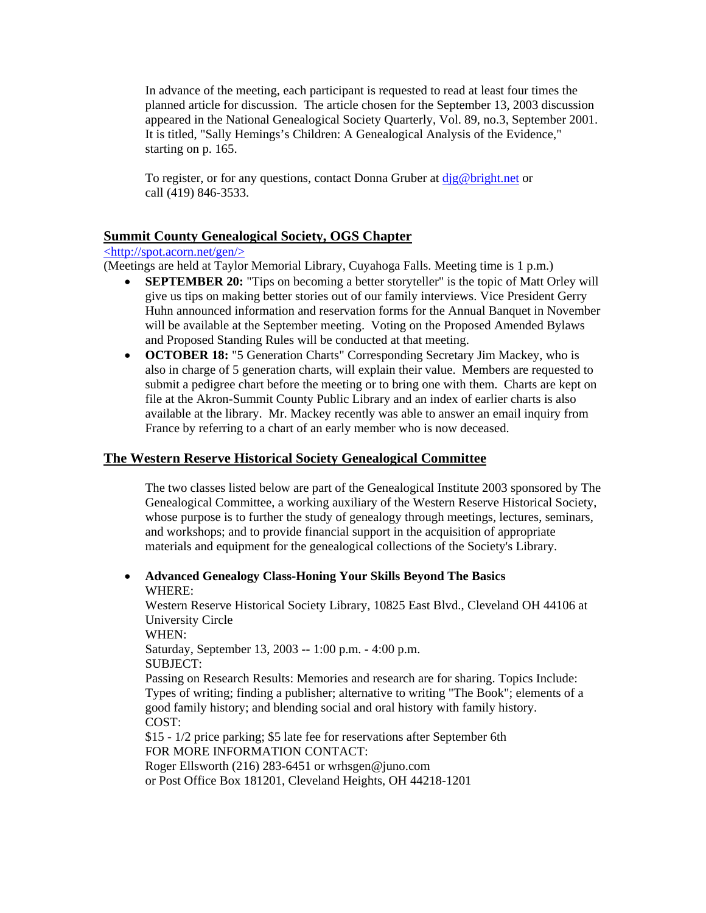In advance of the meeting, each participant is requested to read at least four times the planned article for discussion. The article chosen for the September 13, 2003 discussion appeared in the National Genealogical Society Quarterly, Vol. 89, no.3, September 2001. It is titled, "Sally Hemings's Children: A Genealogical Analysis of the Evidence," starting on p. 165.

To register, or for any questions, contact Donna Gruber at djg@bright.net or call (419) 846-3533.

## Summit County Genealogical Society, OGS Chapter

<http://spot.acorn.net/gen/>

(Meetings are held at Taylor Memorial Library, Cuyahoga Falls. Meeting time is 1 p.m.)

- **SEPTEMBER 20:** "Tips on becoming a better storyteller" is the topic of Matt Orley will give us tips on making better stories out of our family interviews. Vice President Gerry Huhn announced information and reservation forms for the Annual Banquet in November will be available at the September meeting. Voting on the Proposed Amended Bylaws and Proposed Standing Rules will be conducted at that meeting.
- **OCTOBER 18:** "5 Generation Charts" Corresponding Secretary Jim Mackey, who is also in charge of 5 generation charts, will explain their value. Members are requested to submit a pedigree chart before the meeting or to bring one with them. Charts are kept on file at the Akron-Summit County Public Library and an index of earlier charts is also available at the library. Mr. Mackey recently was able to answer an email inquiry from France by referring to a chart of an early member who is now deceased.

## The Western Reserve Historical Society Genealogical Committee

The two classes listed below are part of the Genealogical Institute 2003 sponsored by The Genealogical Committee, a working auxiliary of the Western Reserve Historical Society, whose purpose is to further the study of genealogy through meetings, lectures, seminars, and workshops; and to provide financial support in the acquisition of appropriate materials and equipment for the genealogical collections of the Society's Library.

- **Advanced Genealogy Class-Honing Your Skills Beyond The Basics**
  WHERE:
  Western Reserve Historical Society Library, 10825 East Blvd., Cleveland OH 44106 at University Circle
  WHEN:
  Saturday, September 13, 2003 -- 1:00 p.m. - 4:00 p.m.
  SUBJECT:
  Passing on Research Results: Memories and research are for sharing. Topics Include: Types of writing; finding a publisher; alternative to writing "The Book"; elements of a good family history; and blending social and oral history with family history.
  COST:
  $15 - 1/2 price parking; $5 late fee for reservations after September 6th
  FOR MORE INFORMATION CONTACT:
  Roger Ellsworth (216) 283-6451 or wrhsgen@juno.com
  or Post Office Box 181201, Cleveland Heights, OH 44218-1201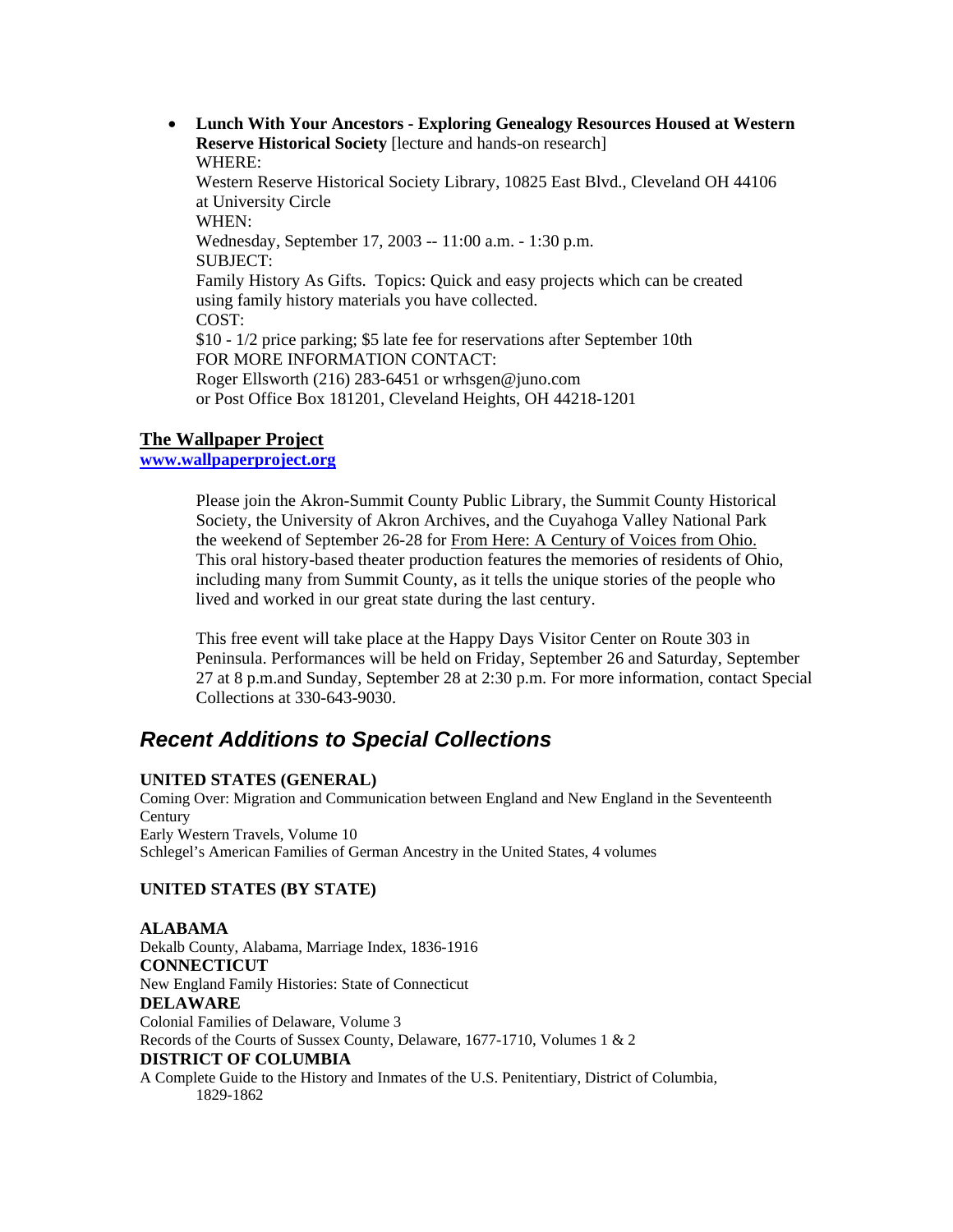- **Lunch With Your Ancestors - Exploring Genealogy Resources Housed at Western Reserve Historical Society** [lecture and hands-on research]
  WHERE:
  Western Reserve Historical Society Library, 10825 East Blvd., Cleveland OH 44106 at University Circle
  WHEN:
  Wednesday, September 17, 2003 -- 11:00 a.m. - 1:30 p.m.
  SUBJECT:
  Family History As Gifts. Topics: Quick and easy projects which can be created using family history materials you have collected.
  COST:
  $10 - 1/2 price parking; $5 late fee for reservations after September 10th
  FOR MORE INFORMATION CONTACT:
  Roger Ellsworth (216) 283-6451 or wrhsgen@juno.com
  or Post Office Box 181201, Cleveland Heights, OH 44218-1201

**The Wallpaper Project**
**[www.wallpaperproject.org](www.wallpaperproject.org)**

Please join the Akron-Summit County Public Library, the Summit County Historical Society, the University of Akron Archives, and the Cuyahoga Valley National Park the weekend of September 26-28 for From Here: A Century of Voices from Ohio. This oral history-based theater production features the memories of residents of Ohio, including many from Summit County, as it tells the unique stories of the people who lived and worked in our great state during the last century.

This free event will take place at the Happy Days Visitor Center on Route 303 in Peninsula. Performances will be held on Friday, September 26 and Saturday, September 27 at 8 p.m.and Sunday, September 28 at 2:30 p.m. For more information, contact Special Collections at 330-643-9030.

## *Recent Additions to Special Collections*

**UNITED STATES (GENERAL)**
Coming Over: Migration and Communication between England and New England in the Seventeenth Century
Early Western Travels, Volume 10
Schlegel's American Families of German Ancestry in the United States, 4 volumes

**UNITED STATES (BY STATE)**

**ALABAMA**
Dekalb County, Alabama, Marriage Index, 1836-1916
**CONNECTICUT**
New England Family Histories: State of Connecticut
**DELAWARE**
Colonial Families of Delaware, Volume 3
Records of the Courts of Sussex County, Delaware, 1677-1710, Volumes 1 & 2
**DISTRICT OF COLUMBIA**
A Complete Guide to the History and Inmates of the U.S. Penitentiary, District of Columbia, 1829-1862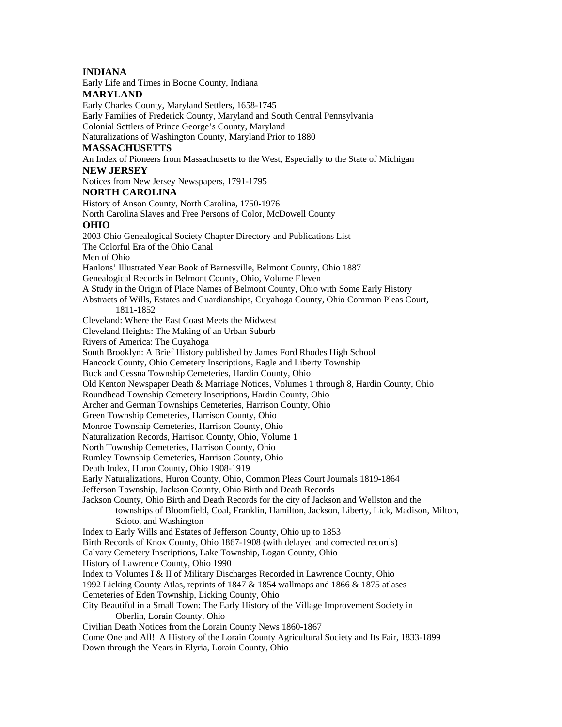**INDIANA**

Early Life and Times in Boone County, Indiana

**MARYLAND**

Early Charles County, Maryland Settlers, 1658-1745
Early Families of Frederick County, Maryland and South Central Pennsylvania
Colonial Settlers of Prince George's County, Maryland
Naturalizations of Washington County, Maryland Prior to 1880

**MASSACHUSETTS**

An Index of Pioneers from Massachusetts to the West, Especially to the State of Michigan

**NEW JERSEY**

Notices from New Jersey Newspapers, 1791-1795

**NORTH CAROLINA**

History of Anson County, North Carolina, 1750-1976
North Carolina Slaves and Free Persons of Color, McDowell County

**OHIO**

2003 Ohio Genealogical Society Chapter Directory and Publications List
The Colorful Era of the Ohio Canal
Men of Ohio
Hanlons' Illustrated Year Book of Barnesville, Belmont County, Ohio 1887
Genealogical Records in Belmont County, Ohio, Volume Eleven
A Study in the Origin of Place Names of Belmont County, Ohio with Some Early History
Abstracts of Wills, Estates and Guardianships, Cuyahoga County, Ohio Common Pleas Court, 1811-1852
Cleveland: Where the East Coast Meets the Midwest
Cleveland Heights: The Making of an Urban Suburb
Rivers of America: The Cuyahoga
South Brooklyn: A Brief History published by James Ford Rhodes High School
Hancock County, Ohio Cemetery Inscriptions, Eagle and Liberty Township
Buck and Cessna Township Cemeteries, Hardin County, Ohio
Old Kenton Newspaper Death & Marriage Notices, Volumes 1 through 8, Hardin County, Ohio
Roundhead Township Cemetery Inscriptions, Hardin County, Ohio
Archer and German Townships Cemeteries, Harrison County, Ohio
Green Township Cemeteries, Harrison County, Ohio
Monroe Township Cemeteries, Harrison County, Ohio
Naturalization Records, Harrison County, Ohio, Volume 1
North Township Cemeteries, Harrison County, Ohio
Rumley Township Cemeteries, Harrison County, Ohio
Death Index, Huron County, Ohio 1908-1919
Early Naturalizations, Huron County, Ohio, Common Pleas Court Journals 1819-1864
Jefferson Township, Jackson County, Ohio Birth and Death Records
Jackson County, Ohio Birth and Death Records for the city of Jackson and Wellston and the townships of Bloomfield, Coal, Franklin, Hamilton, Jackson, Liberty, Lick, Madison, Milton, Scioto, and Washington
Index to Early Wills and Estates of Jefferson County, Ohio up to 1853
Birth Records of Knox County, Ohio 1867-1908 (with delayed and corrected records)
Calvary Cemetery Inscriptions, Lake Township, Logan County, Ohio
History of Lawrence County, Ohio 1990
Index to Volumes I & II of Military Discharges Recorded in Lawrence County, Ohio
1992 Licking County Atlas, reprints of 1847 & 1854 wallmaps and 1866 & 1875 atlases
Cemeteries of Eden Township, Licking County, Ohio
City Beautiful in a Small Town: The Early History of the Village Improvement Society in Oberlin, Lorain County, Ohio
Civilian Death Notices from the Lorain County News 1860-1867
Come One and All! A History of the Lorain County Agricultural Society and Its Fair, 1833-1899
Down through the Years in Elyria, Lorain County, Ohio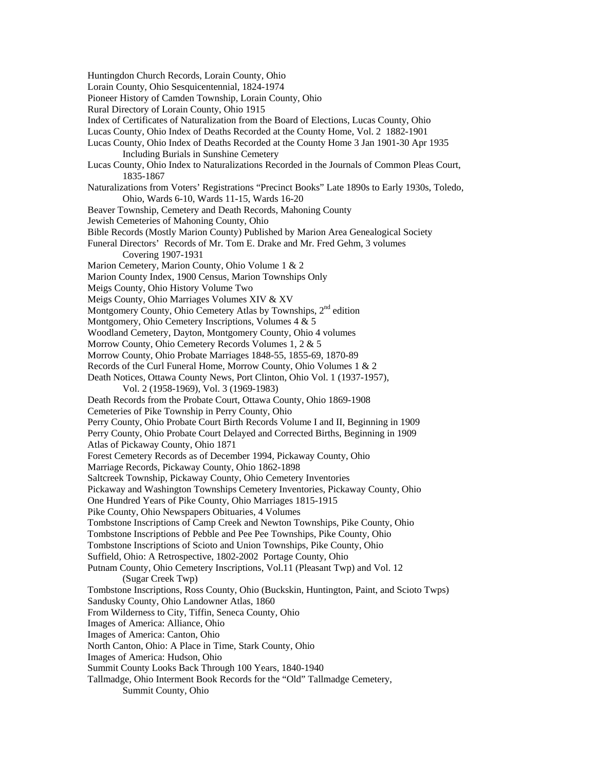Huntingdon Church Records, Lorain County, Ohio
Lorain County, Ohio Sesquicentennial, 1824-1974
Pioneer History of Camden Township, Lorain County, Ohio
Rural Directory of Lorain County, Ohio 1915
Index of Certificates of Naturalization from the Board of Elections, Lucas County, Ohio
Lucas County, Ohio Index of Deaths Recorded at the County Home, Vol. 2 1882-1901
Lucas County, Ohio Index of Deaths Recorded at the County Home 3 Jan 1901-30 Apr 1935
    Including Burials in Sunshine Cemetery
Lucas County, Ohio Index to Naturalizations Recorded in the Journals of Common Pleas Court,
    1835-1867
Naturalizations from Voters' Registrations "Precinct Books" Late 1890s to Early 1930s, Toledo,
    Ohio, Wards 6-10, Wards 11-15, Wards 16-20
Beaver Township, Cemetery and Death Records, Mahoning County
Jewish Cemeteries of Mahoning County, Ohio
Bible Records (Mostly Marion County) Published by Marion Area Genealogical Society
Funeral Directors' Records of Mr. Tom E. Drake and Mr. Fred Gehm, 3 volumes
    Covering 1907-1931
Marion Cemetery, Marion County, Ohio Volume 1 & 2
Marion County Index, 1900 Census, Marion Townships Only
Meigs County, Ohio History Volume Two
Meigs County, Ohio Marriages Volumes XIV & XV
Montgomery County, Ohio Cemetery Atlas by Townships, 2nd edition
Montgomery, Ohio Cemetery Inscriptions, Volumes 4 & 5
Woodland Cemetery, Dayton, Montgomery County, Ohio 4 volumes
Morrow County, Ohio Cemetery Records Volumes 1, 2 & 5
Morrow County, Ohio Probate Marriages 1848-55, 1855-69, 1870-89
Records of the Curl Funeral Home, Morrow County, Ohio Volumes 1 & 2
Death Notices, Ottawa County News, Port Clinton, Ohio Vol. 1 (1937-1957),
    Vol. 2 (1958-1969), Vol. 3 (1969-1983)
Death Records from the Probate Court, Ottawa County, Ohio 1869-1908
Cemeteries of Pike Township in Perry County, Ohio
Perry County, Ohio Probate Court Birth Records Volume I and II, Beginning in 1909
Perry County, Ohio Probate Court Delayed and Corrected Births, Beginning in 1909
Atlas of Pickaway County, Ohio 1871
Forest Cemetery Records as of December 1994, Pickaway County, Ohio
Marriage Records, Pickaway County, Ohio 1862-1898
Saltcreek Township, Pickaway County, Ohio Cemetery Inventories
Pickaway and Washington Townships Cemetery Inventories, Pickaway County, Ohio
One Hundred Years of Pike County, Ohio Marriages 1815-1915
Pike County, Ohio Newspapers Obituaries, 4 Volumes
Tombstone Inscriptions of Camp Creek and Newton Townships, Pike County, Ohio
Tombstone Inscriptions of Pebble and Pee Pee Townships, Pike County, Ohio
Tombstone Inscriptions of Scioto and Union Townships, Pike County, Ohio
Suffield, Ohio: A Retrospective, 1802-2002 Portage County, Ohio
Putnam County, Ohio Cemetery Inscriptions, Vol.11 (Pleasant Twp) and Vol. 12
    (Sugar Creek Twp)
Tombstone Inscriptions, Ross County, Ohio (Buckskin, Huntington, Paint, and Scioto Twps)
Sandusky County, Ohio Landowner Atlas, 1860
From Wilderness to City, Tiffin, Seneca County, Ohio
Images of America: Alliance, Ohio
Images of America: Canton, Ohio
North Canton, Ohio: A Place in Time, Stark County, Ohio
Images of America: Hudson, Ohio
Summit County Looks Back Through 100 Years, 1840-1940
Tallmadge, Ohio Interment Book Records for the "Old" Tallmadge Cemetery,
    Summit County, Ohio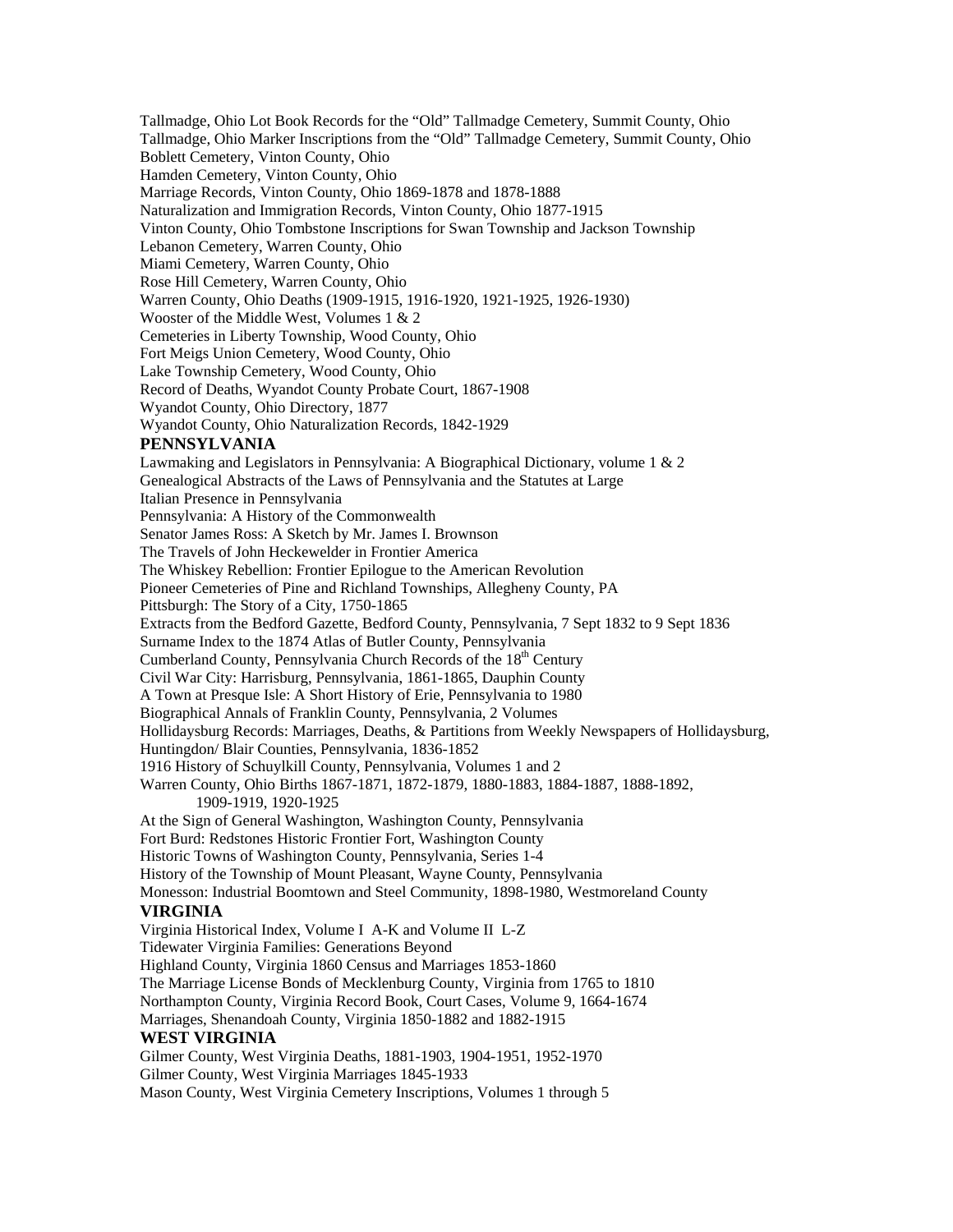Tallmadge, Ohio Lot Book Records for the "Old" Tallmadge Cemetery, Summit County, Ohio
Tallmadge, Ohio Marker Inscriptions from the "Old" Tallmadge Cemetery, Summit County, Ohio
Boblett Cemetery, Vinton County, Ohio
Hamden Cemetery, Vinton County, Ohio
Marriage Records, Vinton County, Ohio 1869-1878 and 1878-1888
Naturalization and Immigration Records, Vinton County, Ohio 1877-1915
Vinton County, Ohio Tombstone Inscriptions for Swan Township and Jackson Township
Lebanon Cemetery, Warren County, Ohio
Miami Cemetery, Warren County, Ohio
Rose Hill Cemetery, Warren County, Ohio
Warren County, Ohio Deaths (1909-1915, 1916-1920, 1921-1925, 1926-1930)
Wooster of the Middle West, Volumes 1 & 2
Cemeteries in Liberty Township, Wood County, Ohio
Fort Meigs Union Cemetery, Wood County, Ohio
Lake Township Cemetery, Wood County, Ohio
Record of Deaths, Wyandot County Probate Court, 1867-1908
Wyandot County, Ohio Directory, 1877
Wyandot County, Ohio Naturalization Records, 1842-1929

**PENNSYLVANIA**

Lawmaking and Legislators in Pennsylvania: A Biographical Dictionary, volume 1 & 2
Genealogical Abstracts of the Laws of Pennsylvania and the Statutes at Large
Italian Presence in Pennsylvania
Pennsylvania: A History of the Commonwealth
Senator James Ross: A Sketch by Mr. James I. Brownson
The Travels of John Heckewelder in Frontier America
The Whiskey Rebellion: Frontier Epilogue to the American Revolution
Pioneer Cemeteries of Pine and Richland Townships, Allegheny County, PA
Pittsburgh: The Story of a City, 1750-1865
Extracts from the Bedford Gazette, Bedford County, Pennsylvania, 7 Sept 1832 to 9 Sept 1836
Surname Index to the 1874 Atlas of Butler County, Pennsylvania
Cumberland County, Pennsylvania Church Records of the 18th Century
Civil War City: Harrisburg, Pennsylvania, 1861-1865, Dauphin County
A Town at Presque Isle: A Short History of Erie, Pennsylvania to 1980
Biographical Annals of Franklin County, Pennsylvania, 2 Volumes
Hollidaysburg Records: Marriages, Deaths, & Partitions from Weekly Newspapers of Hollidaysburg, Huntingdon/ Blair Counties, Pennsylvania, 1836-1852
1916 History of Schuylkill County, Pennsylvania, Volumes 1 and 2
Warren County, Ohio Births 1867-1871, 1872-1879, 1880-1883, 1884-1887, 1888-1892, 1909-1919, 1920-1925
At the Sign of General Washington, Washington County, Pennsylvania
Fort Burd: Redstones Historic Frontier Fort, Washington County
Historic Towns of Washington County, Pennsylvania, Series 1-4
History of the Township of Mount Pleasant, Wayne County, Pennsylvania
Monesson: Industrial Boomtown and Steel Community, 1898-1980, Westmoreland County

**VIRGINIA**

Virginia Historical Index, Volume I A-K and Volume II L-Z
Tidewater Virginia Families: Generations Beyond
Highland County, Virginia 1860 Census and Marriages 1853-1860
The Marriage License Bonds of Mecklenburg County, Virginia from 1765 to 1810
Northampton County, Virginia Record Book, Court Cases, Volume 9, 1664-1674
Marriages, Shenandoah County, Virginia 1850-1882 and 1882-1915

**WEST VIRGINIA**

Gilmer County, West Virginia Deaths, 1881-1903, 1904-1951, 1952-1970
Gilmer County, West Virginia Marriages 1845-1933
Mason County, West Virginia Cemetery Inscriptions, Volumes 1 through 5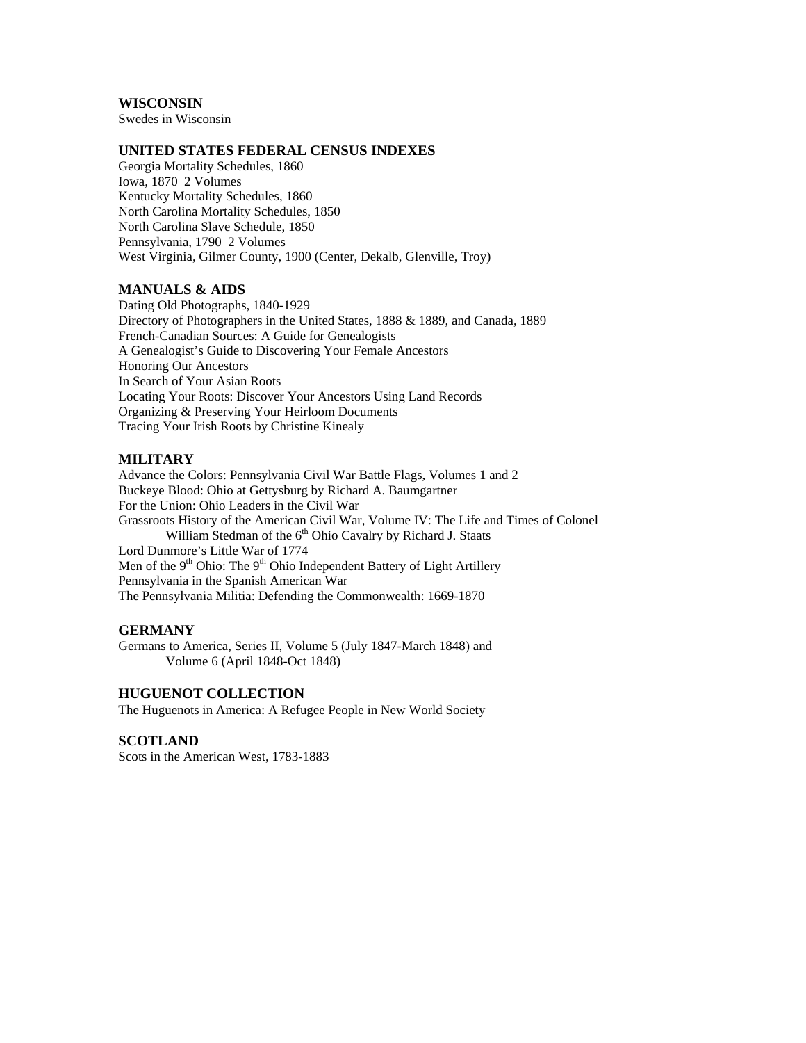**WISCONSIN**

Swedes in Wisconsin

**UNITED STATES FEDERAL CENSUS INDEXES**

Georgia Mortality Schedules, 1860
Iowa, 1870 2 Volumes
Kentucky Mortality Schedules, 1860
North Carolina Mortality Schedules, 1850
North Carolina Slave Schedule, 1850
Pennsylvania, 1790 2 Volumes
West Virginia, Gilmer County, 1900 (Center, Dekalb, Glenville, Troy)

**MANUALS & AIDS**

Dating Old Photographs, 1840-1929
Directory of Photographers in the United States, 1888 & 1889, and Canada, 1889
French-Canadian Sources: A Guide for Genealogists
A Genealogist's Guide to Discovering Your Female Ancestors
Honoring Our Ancestors
In Search of Your Asian Roots
Locating Your Roots: Discover Your Ancestors Using Land Records
Organizing & Preserving Your Heirloom Documents
Tracing Your Irish Roots by Christine Kinealy

**MILITARY**

Advance the Colors: Pennsylvania Civil War Battle Flags, Volumes 1 and 2
Buckeye Blood: Ohio at Gettysburg by Richard A. Baumgartner
For the Union: Ohio Leaders in the Civil War
Grassroots History of the American Civil War, Volume IV: The Life and Times of Colonel William Stedman of the 6th Ohio Cavalry by Richard J. Staats
Lord Dunmore's Little War of 1774
Men of the 9th Ohio: The 9th Ohio Independent Battery of Light Artillery
Pennsylvania in the Spanish American War
The Pennsylvania Militia: Defending the Commonwealth: 1669-1870

**GERMANY**

Germans to America, Series II, Volume 5 (July 1847-March 1848) and Volume 6 (April 1848-Oct 1848)

**HUGUENOT COLLECTION**

The Huguenots in America: A Refugee People in New World Society

**SCOTLAND**

Scots in the American West, 1783-1883